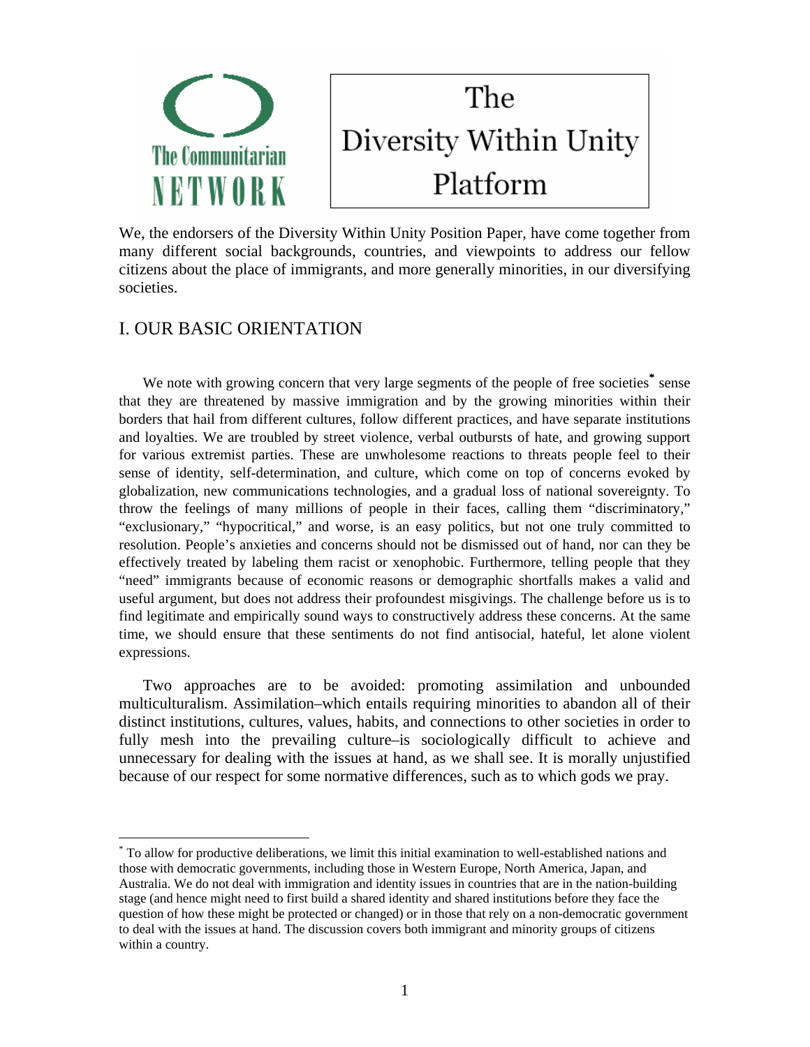The Communitarian NETWORK

# The Diversity Within Unity Platform

We, the endorsers of the Diversity Within Unity Position Paper, have come together from many different social backgrounds, countries, and viewpoints to address our fellow citizens about the place of immigrants, and more generally minorities, in our diversifying societies.

## I. OUR BASIC ORIENTATION

We note with growing concern that very large segments of the people of free societies* sense that they are threatened by massive immigration and by the growing minorities within their borders that hail from different cultures, follow different practices, and have separate institutions and loyalties. We are troubled by street violence, verbal outbursts of hate, and growing support for various extremist parties. These are unwholesome reactions to threats people feel to their sense of identity, self-determination, and culture, which come on top of concerns evoked by globalization, new communications technologies, and a gradual loss of national sovereignty. To throw the feelings of many millions of people in their faces, calling them "discriminatory," "exclusionary," "hypocritical," and worse, is an easy politics, but not one truly committed to resolution. People's anxieties and concerns should not be dismissed out of hand, nor can they be effectively treated by labeling them racist or xenophobic. Furthermore, telling people that they "need" immigrants because of economic reasons or demographic shortfalls makes a valid and useful argument, but does not address their profoundest misgivings. The challenge before us is to find legitimate and empirically sound ways to constructively address these concerns. At the same time, we should ensure that these sentiments do not find antisocial, hateful, let alone violent expressions.

Two approaches are to be avoided: promoting assimilation and unbounded multiculturalism. Assimilation–which entails requiring minorities to abandon all of their distinct institutions, cultures, values, habits, and connections to other societies in order to fully mesh into the prevailing culture–is sociologically difficult to achieve and unnecessary for dealing with the issues at hand, as we shall see. It is morally unjustified because of our respect for some normative differences, such as to which gods we pray.

---

* To allow for productive deliberations, we limit this initial examination to well-established nations and those with democratic governments, including those in Western Europe, North America, Japan, and Australia. We do not deal with immigration and identity issues in countries that are in the nation-building stage (and hence might need to first build a shared identity and shared institutions before they face the question of how these might be protected or changed) or in those that rely on a non-democratic government to deal with the issues at hand. The discussion covers both immigrant and minority groups of citizens within a country.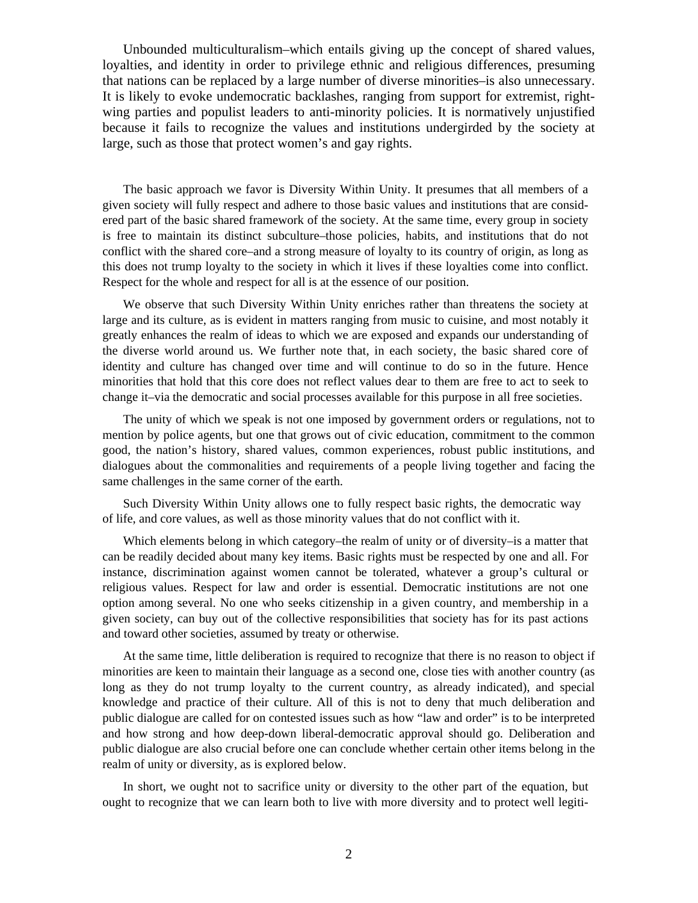Unbounded multiculturalism–which entails giving up the concept of shared values, loyalties, and identity in order to privilege ethnic and religious differences, presuming that nations can be replaced by a large number of diverse minorities–is also unnecessary. It is likely to evoke undemocratic backlashes, ranging from support for extremist, right-wing parties and populist leaders to anti-minority policies. It is normatively unjustified because it fails to recognize the values and institutions undergirded by the society at large, such as those that protect women's and gay rights.

The basic approach we favor is Diversity Within Unity. It presumes that all members of a given society will fully respect and adhere to those basic values and institutions that are considered part of the basic shared framework of the society. At the same time, every group in society is free to maintain its distinct subculture–those policies, habits, and institutions that do not conflict with the shared core–and a strong measure of loyalty to its country of origin, as long as this does not trump loyalty to the society in which it lives if these loyalties come into conflict. Respect for the whole and respect for all is at the essence of our position.

We observe that such Diversity Within Unity enriches rather than threatens the society at large and its culture, as is evident in matters ranging from music to cuisine, and most notably it greatly enhances the realm of ideas to which we are exposed and expands our understanding of the diverse world around us. We further note that, in each society, the basic shared core of identity and culture has changed over time and will continue to do so in the future. Hence minorities that hold that this core does not reflect values dear to them are free to act to seek to change it–via the democratic and social processes available for this purpose in all free societies.

The unity of which we speak is not one imposed by government orders or regulations, not to mention by police agents, but one that grows out of civic education, commitment to the common good, the nation's history, shared values, common experiences, robust public institutions, and dialogues about the commonalities and requirements of a people living together and facing the same challenges in the same corner of the earth.

Such Diversity Within Unity allows one to fully respect basic rights, the democratic way of life, and core values, as well as those minority values that do not conflict with it.

Which elements belong in which category–the realm of unity or of diversity–is a matter that can be readily decided about many key items. Basic rights must be respected by one and all. For instance, discrimination against women cannot be tolerated, whatever a group's cultural or religious values. Respect for law and order is essential. Democratic institutions are not one option among several. No one who seeks citizenship in a given country, and membership in a given society, can buy out of the collective responsibilities that society has for its past actions and toward other societies, assumed by treaty or otherwise.

At the same time, little deliberation is required to recognize that there is no reason to object if minorities are keen to maintain their language as a second one, close ties with another country (as long as they do not trump loyalty to the current country, as already indicated), and special knowledge and practice of their culture. All of this is not to deny that much deliberation and public dialogue are called for on contested issues such as how "law and order" is to be interpreted and how strong and how deep-down liberal-democratic approval should go. Deliberation and public dialogue are also crucial before one can conclude whether certain other items belong in the realm of unity or diversity, as is explored below.

In short, we ought not to sacrifice unity or diversity to the other part of the equation, but ought to recognize that we can learn both to live with more diversity and to protect well legiti-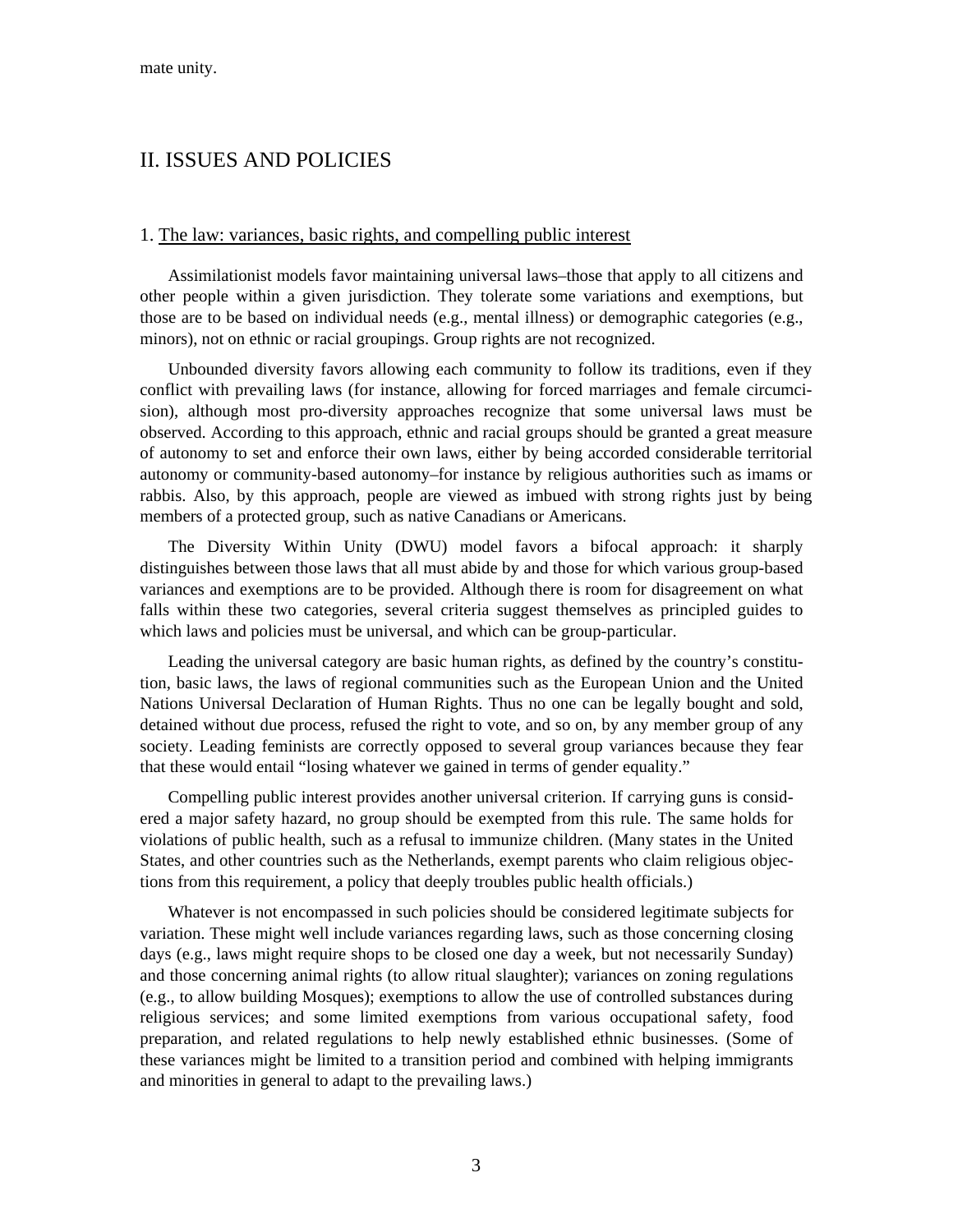mate unity.

## II. ISSUES AND POLICIES

### 1. The law: variances, basic rights, and compelling public interest

Assimilationist models favor maintaining universal laws–those that apply to all citizens and other people within a given jurisdiction. They tolerate some variations and exemptions, but those are to be based on individual needs (e.g., mental illness) or demographic categories (e.g., minors), not on ethnic or racial groupings. Group rights are not recognized.

Unbounded diversity favors allowing each community to follow its traditions, even if they conflict with prevailing laws (for instance, allowing for forced marriages and female circumcision), although most pro-diversity approaches recognize that some universal laws must be observed. According to this approach, ethnic and racial groups should be granted a great measure of autonomy to set and enforce their own laws, either by being accorded considerable territorial autonomy or community-based autonomy–for instance by religious authorities such as imams or rabbis. Also, by this approach, people are viewed as imbued with strong rights just by being members of a protected group, such as native Canadians or Americans.

The Diversity Within Unity (DWU) model favors a bifocal approach: it sharply distinguishes between those laws that all must abide by and those for which various group-based variances and exemptions are to be provided. Although there is room for disagreement on what falls within these two categories, several criteria suggest themselves as principled guides to which laws and policies must be universal, and which can be group-particular.

Leading the universal category are basic human rights, as defined by the country's constitution, basic laws, the laws of regional communities such as the European Union and the United Nations Universal Declaration of Human Rights. Thus no one can be legally bought and sold, detained without due process, refused the right to vote, and so on, by any member group of any society. Leading feminists are correctly opposed to several group variances because they fear that these would entail "losing whatever we gained in terms of gender equality."

Compelling public interest provides another universal criterion. If carrying guns is considered a major safety hazard, no group should be exempted from this rule. The same holds for violations of public health, such as a refusal to immunize children. (Many states in the United States, and other countries such as the Netherlands, exempt parents who claim religious objections from this requirement, a policy that deeply troubles public health officials.)

Whatever is not encompassed in such policies should be considered legitimate subjects for variation. These might well include variances regarding laws, such as those concerning closing days (e.g., laws might require shops to be closed one day a week, but not necessarily Sunday) and those concerning animal rights (to allow ritual slaughter); variances on zoning regulations (e.g., to allow building Mosques); exemptions to allow the use of controlled substances during religious services; and some limited exemptions from various occupational safety, food preparation, and related regulations to help newly established ethnic businesses. (Some of these variances might be limited to a transition period and combined with helping immigrants and minorities in general to adapt to the prevailing laws.)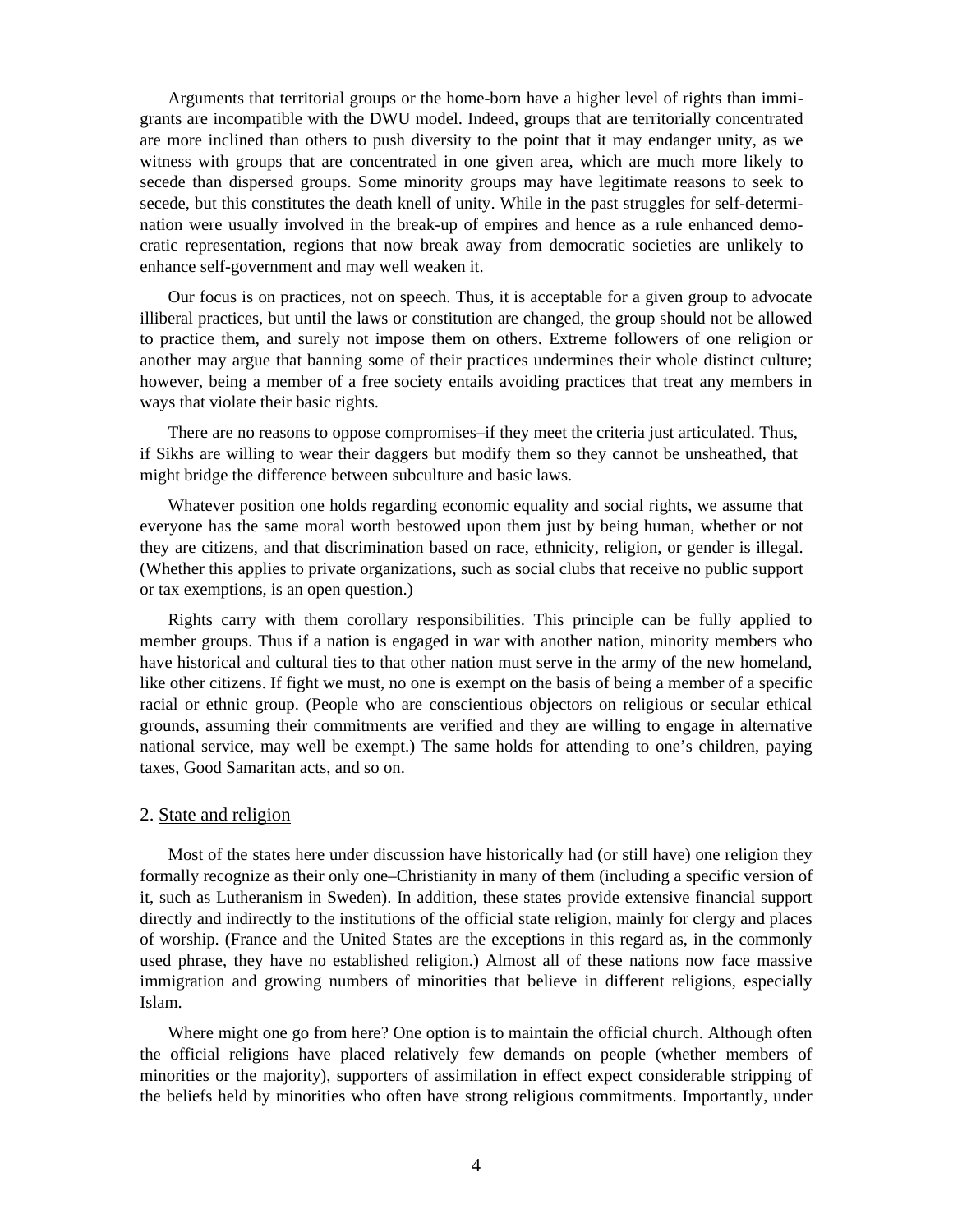Arguments that territorial groups or the home-born have a higher level of rights than immigrants are incompatible with the DWU model. Indeed, groups that are territorially concentrated are more inclined than others to push diversity to the point that it may endanger unity, as we witness with groups that are concentrated in one given area, which are much more likely to secede than dispersed groups. Some minority groups may have legitimate reasons to seek to secede, but this constitutes the death knell of unity. While in the past struggles for self-determination were usually involved in the break-up of empires and hence as a rule enhanced democratic representation, regions that now break away from democratic societies are unlikely to enhance self-government and may well weaken it.

Our focus is on practices, not on speech. Thus, it is acceptable for a given group to advocate illiberal practices, but until the laws or constitution are changed, the group should not be allowed to practice them, and surely not impose them on others. Extreme followers of one religion or another may argue that banning some of their practices undermines their whole distinct culture; however, being a member of a free society entails avoiding practices that treat any members in ways that violate their basic rights.

There are no reasons to oppose compromises–if they meet the criteria just articulated. Thus, if Sikhs are willing to wear their daggers but modify them so they cannot be unsheathed, that might bridge the difference between subculture and basic laws.

Whatever position one holds regarding economic equality and social rights, we assume that everyone has the same moral worth bestowed upon them just by being human, whether or not they are citizens, and that discrimination based on race, ethnicity, religion, or gender is illegal. (Whether this applies to private organizations, such as social clubs that receive no public support or tax exemptions, is an open question.)

Rights carry with them corollary responsibilities. This principle can be fully applied to member groups. Thus if a nation is engaged in war with another nation, minority members who have historical and cultural ties to that other nation must serve in the army of the new homeland, like other citizens. If fight we must, no one is exempt on the basis of being a member of a specific racial or ethnic group. (People who are conscientious objectors on religious or secular ethical grounds, assuming their commitments are verified and they are willing to engage in alternative national service, may well be exempt.) The same holds for attending to one's children, paying taxes, Good Samaritan acts, and so on.

## 2. State and religion

Most of the states here under discussion have historically had (or still have) one religion they formally recognize as their only one–Christianity in many of them (including a specific version of it, such as Lutheranism in Sweden). In addition, these states provide extensive financial support directly and indirectly to the institutions of the official state religion, mainly for clergy and places of worship. (France and the United States are the exceptions in this regard as, in the commonly used phrase, they have no established religion.) Almost all of these nations now face massive immigration and growing numbers of minorities that believe in different religions, especially Islam.

Where might one go from here? One option is to maintain the official church. Although often the official religions have placed relatively few demands on people (whether members of minorities or the majority), supporters of assimilation in effect expect considerable stripping of the beliefs held by minorities who often have strong religious commitments. Importantly, under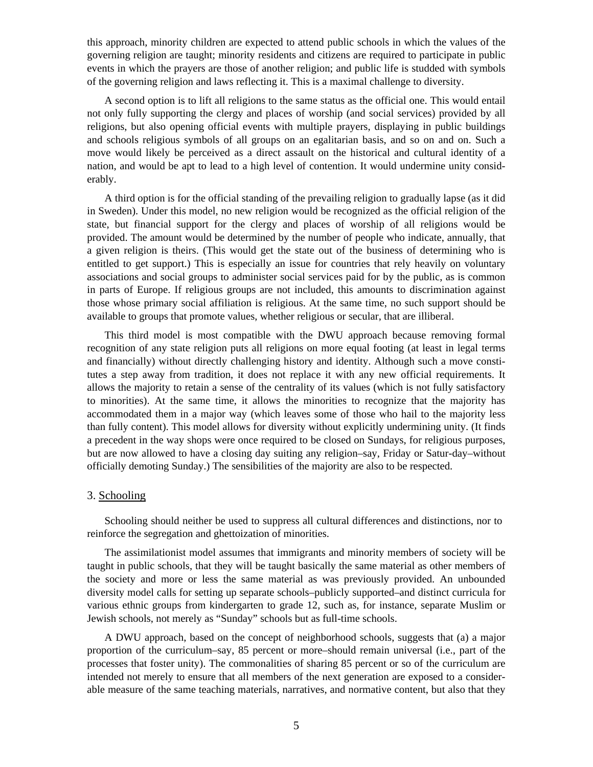this approach, minority children are expected to attend public schools in which the values of the governing religion are taught; minority residents and citizens are required to participate in public events in which the prayers are those of another religion; and public life is studded with symbols of the governing religion and laws reflecting it. This is a maximal challenge to diversity.

A second option is to lift all religions to the same status as the official one. This would entail not only fully supporting the clergy and places of worship (and social services) provided by all religions, but also opening official events with multiple prayers, displaying in public buildings and schools religious symbols of all groups on an egalitarian basis, and so on and on. Such a move would likely be perceived as a direct assault on the historical and cultural identity of a nation, and would be apt to lead to a high level of contention. It would undermine unity considerably.

A third option is for the official standing of the prevailing religion to gradually lapse (as it did in Sweden). Under this model, no new religion would be recognized as the official religion of the state, but financial support for the clergy and places of worship of all religions would be provided. The amount would be determined by the number of people who indicate, annually, that a given religion is theirs. (This would get the state out of the business of determining who is entitled to get support.) This is especially an issue for countries that rely heavily on voluntary associations and social groups to administer social services paid for by the public, as is common in parts of Europe. If religious groups are not included, this amounts to discrimination against those whose primary social affiliation is religious. At the same time, no such support should be available to groups that promote values, whether religious or secular, that are illiberal.

This third model is most compatible with the DWU approach because removing formal recognition of any state religion puts all religions on more equal footing (at least in legal terms and financially) without directly challenging history and identity. Although such a move constitutes a step away from tradition, it does not replace it with any new official requirements. It allows the majority to retain a sense of the centrality of its values (which is not fully satisfactory to minorities). At the same time, it allows the minorities to recognize that the majority has accommodated them in a major way (which leaves some of those who hail to the majority less than fully content). This model allows for diversity without explicitly undermining unity. (It finds a precedent in the way shops were once required to be closed on Sundays, for religious purposes, but are now allowed to have a closing day suiting any religion–say, Friday or Saturday–without officially demoting Sunday.) The sensibilities of the majority are also to be respected.

### 3. Schooling

Schooling should neither be used to suppress all cultural differences and distinctions, nor to reinforce the segregation and ghettoization of minorities.

The assimilationist model assumes that immigrants and minority members of society will be taught in public schools, that they will be taught basically the same material as other members of the society and more or less the same material as was previously provided. An unbounded diversity model calls for setting up separate schools–publicly supported–and distinct curricula for various ethnic groups from kindergarten to grade 12, such as, for instance, separate Muslim or Jewish schools, not merely as "Sunday" schools but as full-time schools.

A DWU approach, based on the concept of neighborhood schools, suggests that (a) a major proportion of the curriculum–say, 85 percent or more–should remain universal (i.e., part of the processes that foster unity). The commonalities of sharing 85 percent or so of the curriculum are intended not merely to ensure that all members of the next generation are exposed to a considerable measure of the same teaching materials, narratives, and normative content, but also that they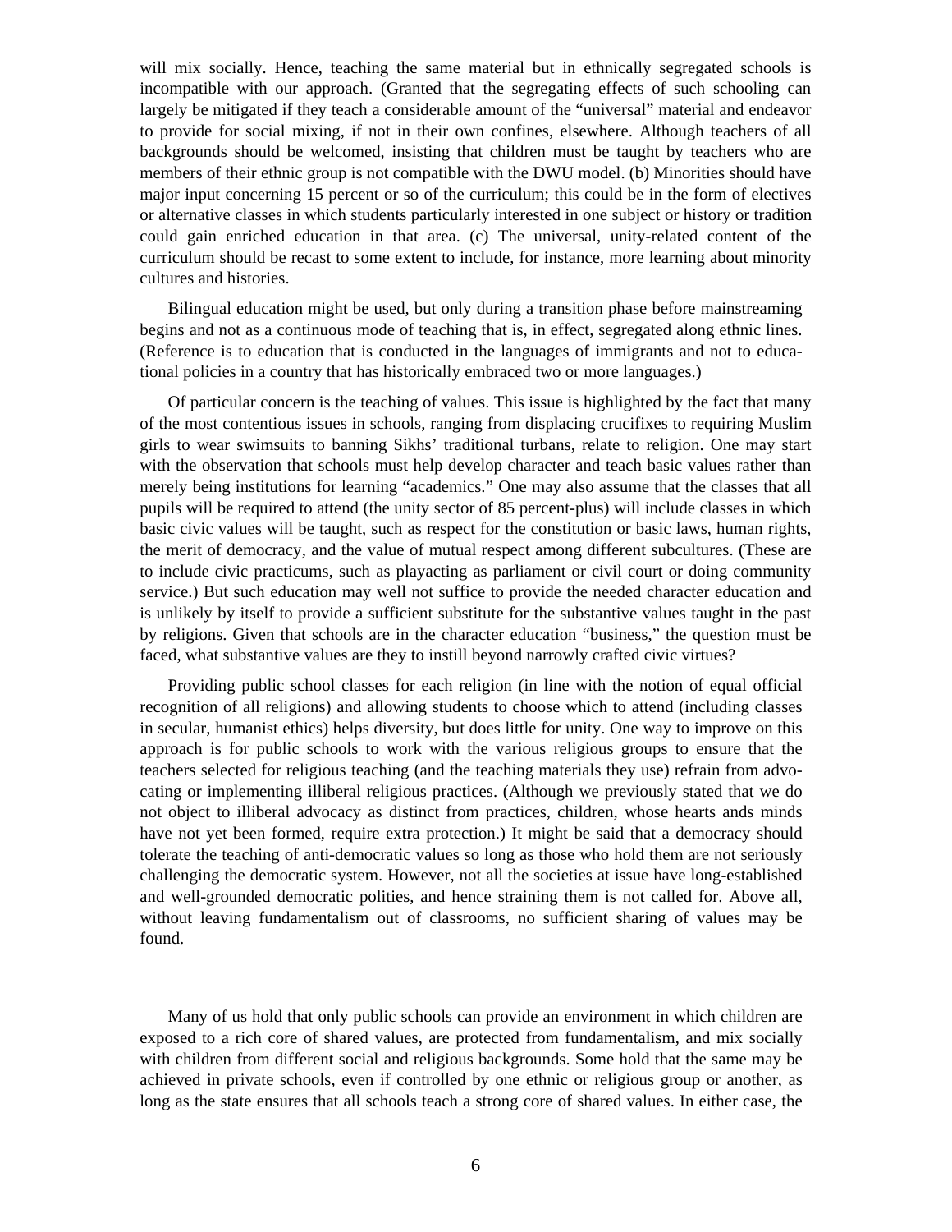will mix socially. Hence, teaching the same material but in ethnically segregated schools is incompatible with our approach. (Granted that the segregating effects of such schooling can largely be mitigated if they teach a considerable amount of the "universal" material and endeavor to provide for social mixing, if not in their own confines, elsewhere. Although teachers of all backgrounds should be welcomed, insisting that children must be taught by teachers who are members of their ethnic group is not compatible with the DWU model. (b) Minorities should have major input concerning 15 percent or so of the curriculum; this could be in the form of electives or alternative classes in which students particularly interested in one subject or history or tradition could gain enriched education in that area. (c) The universal, unity-related content of the curriculum should be recast to some extent to include, for instance, more learning about minority cultures and histories.

Bilingual education might be used, but only during a transition phase before mainstreaming begins and not as a continuous mode of teaching that is, in effect, segregated along ethnic lines. (Reference is to education that is conducted in the languages of immigrants and not to educational policies in a country that has historically embraced two or more languages.)

Of particular concern is the teaching of values. This issue is highlighted by the fact that many of the most contentious issues in schools, ranging from displacing crucifixes to requiring Muslim girls to wear swimsuits to banning Sikhs' traditional turbans, relate to religion. One may start with the observation that schools must help develop character and teach basic values rather than merely being institutions for learning "academics." One may also assume that the classes that all pupils will be required to attend (the unity sector of 85 percent-plus) will include classes in which basic civic values will be taught, such as respect for the constitution or basic laws, human rights, the merit of democracy, and the value of mutual respect among different subcultures. (These are to include civic practicums, such as playacting as parliament or civil court or doing community service.) But such education may well not suffice to provide the needed character education and is unlikely by itself to provide a sufficient substitute for the substantive values taught in the past by religions. Given that schools are in the character education "business," the question must be faced, what substantive values are they to instill beyond narrowly crafted civic virtues?

Providing public school classes for each religion (in line with the notion of equal official recognition of all religions) and allowing students to choose which to attend (including classes in secular, humanist ethics) helps diversity, but does little for unity. One way to improve on this approach is for public schools to work with the various religious groups to ensure that the teachers selected for religious teaching (and the teaching materials they use) refrain from advocating or implementing illiberal religious practices. (Although we previously stated that we do not object to illiberal advocacy as distinct from practices, children, whose hearts ands minds have not yet been formed, require extra protection.) It might be said that a democracy should tolerate the teaching of anti-democratic values so long as those who hold them are not seriously challenging the democratic system. However, not all the societies at issue have long-established and well-grounded democratic polities, and hence straining them is not called for. Above all, without leaving fundamentalism out of classrooms, no sufficient sharing of values may be found.

Many of us hold that only public schools can provide an environment in which children are exposed to a rich core of shared values, are protected from fundamentalism, and mix socially with children from different social and religious backgrounds. Some hold that the same may be achieved in private schools, even if controlled by one ethnic or religious group or another, as long as the state ensures that all schools teach a strong core of shared values. In either case, the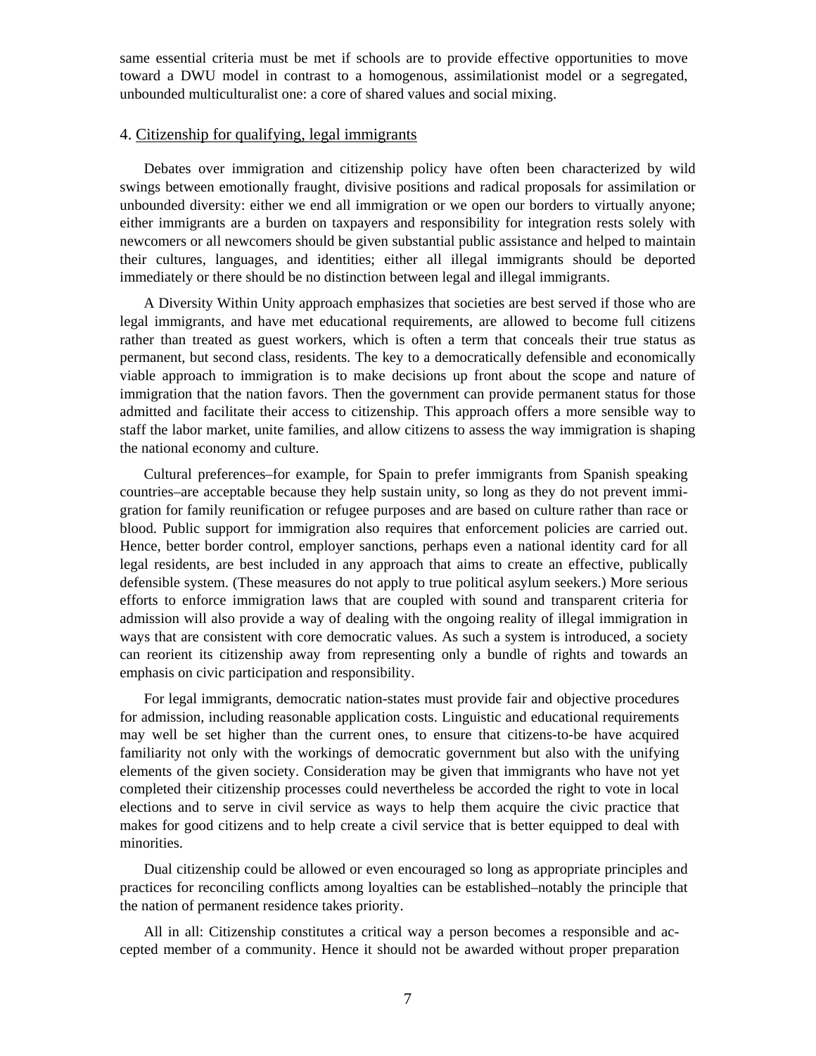same essential criteria must be met if schools are to provide effective opportunities to move toward a DWU model in contrast to a homogenous, assimilationist model or a segregated, unbounded multiculturalist one: a core of shared values and social mixing.

## 4. Citizenship for qualifying, legal immigrants

Debates over immigration and citizenship policy have often been characterized by wild swings between emotionally fraught, divisive positions and radical proposals for assimilation or unbounded diversity: either we end all immigration or we open our borders to virtually anyone; either immigrants are a burden on taxpayers and responsibility for integration rests solely with newcomers or all newcomers should be given substantial public assistance and helped to maintain their cultures, languages, and identities; either all illegal immigrants should be deported immediately or there should be no distinction between legal and illegal immigrants.

A Diversity Within Unity approach emphasizes that societies are best served if those who are legal immigrants, and have met educational requirements, are allowed to become full citizens rather than treated as guest workers, which is often a term that conceals their true status as permanent, but second class, residents. The key to a democratically defensible and economically viable approach to immigration is to make decisions up front about the scope and nature of immigration that the nation favors. Then the government can provide permanent status for those admitted and facilitate their access to citizenship. This approach offers a more sensible way to staff the labor market, unite families, and allow citizens to assess the way immigration is shaping the national economy and culture.

Cultural preferences–for example, for Spain to prefer immigrants from Spanish speaking countries–are acceptable because they help sustain unity, so long as they do not prevent immigration for family reunification or refugee purposes and are based on culture rather than race or blood. Public support for immigration also requires that enforcement policies are carried out. Hence, better border control, employer sanctions, perhaps even a national identity card for all legal residents, are best included in any approach that aims to create an effective, publically defensible system. (These measures do not apply to true political asylum seekers.) More serious efforts to enforce immigration laws that are coupled with sound and transparent criteria for admission will also provide a way of dealing with the ongoing reality of illegal immigration in ways that are consistent with core democratic values. As such a system is introduced, a society can reorient its citizenship away from representing only a bundle of rights and towards an emphasis on civic participation and responsibility.

For legal immigrants, democratic nation-states must provide fair and objective procedures for admission, including reasonable application costs. Linguistic and educational requirements may well be set higher than the current ones, to ensure that citizens-to-be have acquired familiarity not only with the workings of democratic government but also with the unifying elements of the given society. Consideration may be given that immigrants who have not yet completed their citizenship processes could nevertheless be accorded the right to vote in local elections and to serve in civil service as ways to help them acquire the civic practice that makes for good citizens and to help create a civil service that is better equipped to deal with minorities.

Dual citizenship could be allowed or even encouraged so long as appropriate principles and practices for reconciling conflicts among loyalties can be established–notably the principle that the nation of permanent residence takes priority.

All in all: Citizenship constitutes a critical way a person becomes a responsible and accepted member of a community. Hence it should not be awarded without proper preparation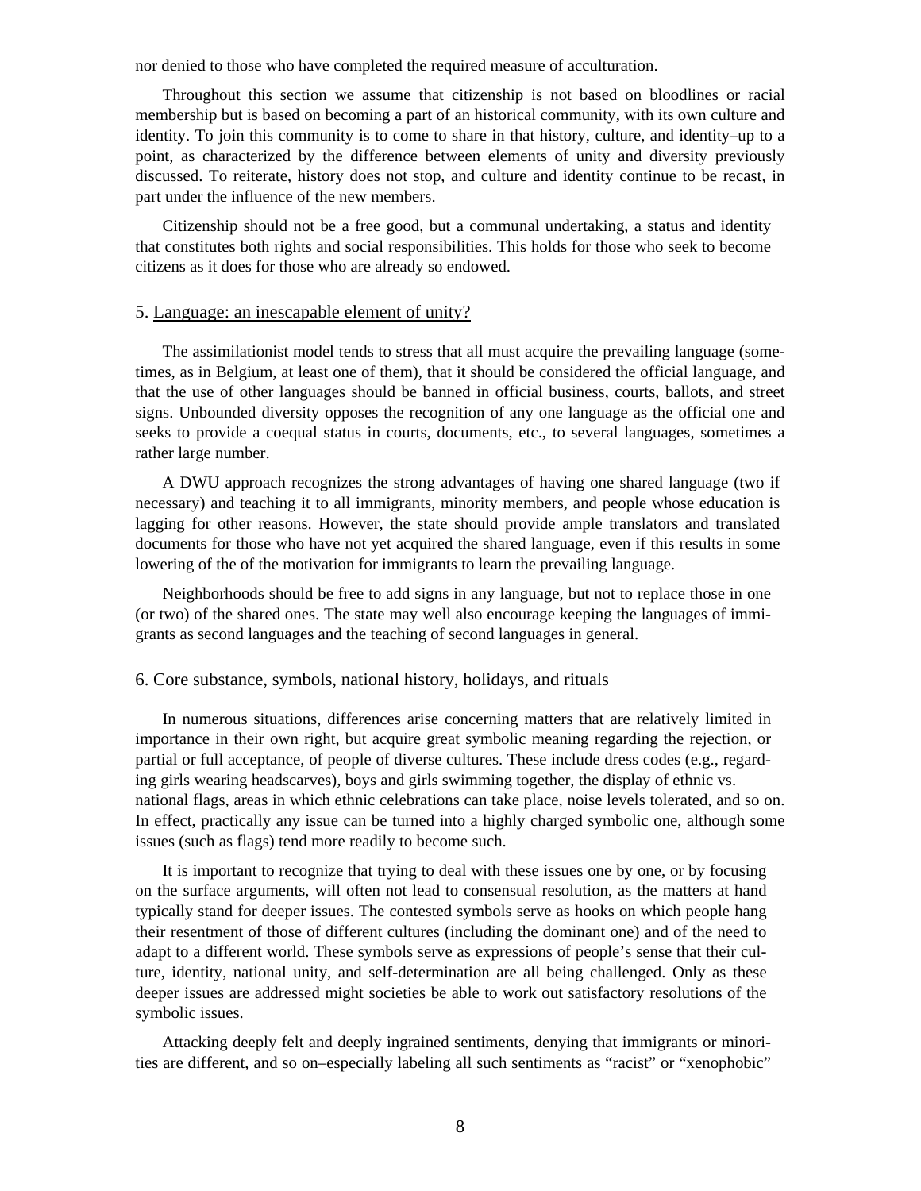nor denied to those who have completed the required measure of acculturation.

Throughout this section we assume that citizenship is not based on bloodlines or racial membership but is based on becoming a part of an historical community, with its own culture and identity. To join this community is to come to share in that history, culture, and identity–up to a point, as characterized by the difference between elements of unity and diversity previously discussed. To reiterate, history does not stop, and culture and identity continue to be recast, in part under the influence of the new members.

Citizenship should not be a free good, but a communal undertaking, a status and identity that constitutes both rights and social responsibilities. This holds for those who seek to become citizens as it does for those who are already so endowed.

## 5. Language: an inescapable element of unity?

The assimilationist model tends to stress that all must acquire the prevailing language (sometimes, as in Belgium, at least one of them), that it should be considered the official language, and that the use of other languages should be banned in official business, courts, ballots, and street signs. Unbounded diversity opposes the recognition of any one language as the official one and seeks to provide a coequal status in courts, documents, etc., to several languages, sometimes a rather large number.

A DWU approach recognizes the strong advantages of having one shared language (two if necessary) and teaching it to all immigrants, minority members, and people whose education is lagging for other reasons. However, the state should provide ample translators and translated documents for those who have not yet acquired the shared language, even if this results in some lowering of the of the motivation for immigrants to learn the prevailing language.

Neighborhoods should be free to add signs in any language, but not to replace those in one (or two) of the shared ones. The state may well also encourage keeping the languages of immigrants as second languages and the teaching of second languages in general.

## 6. Core substance, symbols, national history, holidays, and rituals

In numerous situations, differences arise concerning matters that are relatively limited in importance in their own right, but acquire great symbolic meaning regarding the rejection, or partial or full acceptance, of people of diverse cultures. These include dress codes (e.g., regarding girls wearing headscarves), boys and girls swimming together, the display of ethnic vs. national flags, areas in which ethnic celebrations can take place, noise levels tolerated, and so on. In effect, practically any issue can be turned into a highly charged symbolic one, although some issues (such as flags) tend more readily to become such.

It is important to recognize that trying to deal with these issues one by one, or by focusing on the surface arguments, will often not lead to consensual resolution, as the matters at hand typically stand for deeper issues. The contested symbols serve as hooks on which people hang their resentment of those of different cultures (including the dominant one) and of the need to adapt to a different world. These symbols serve as expressions of people's sense that their culture, identity, national unity, and self-determination are all being challenged. Only as these deeper issues are addressed might societies be able to work out satisfactory resolutions of the symbolic issues.

Attacking deeply felt and deeply ingrained sentiments, denying that immigrants or minorities are different, and so on–especially labeling all such sentiments as "racist" or "xenophobic"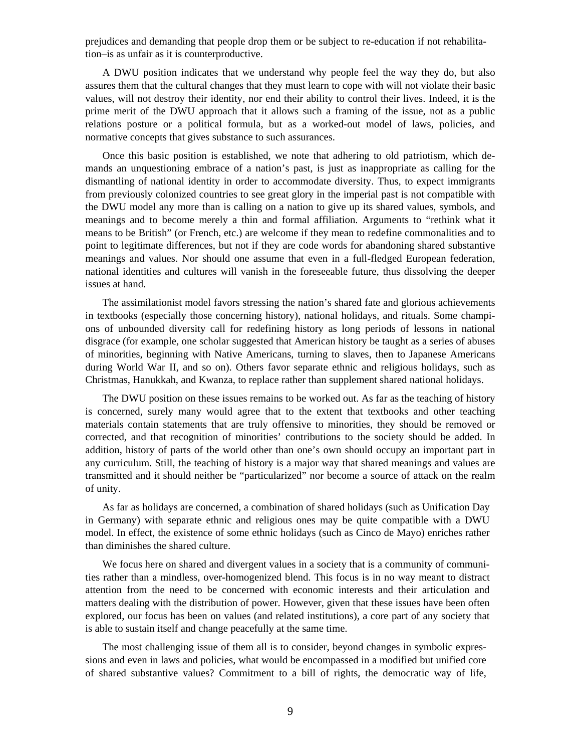prejudices and demanding that people drop them or be subject to re-education if not rehabilitation–is as unfair as it is counterproductive.

A DWU position indicates that we understand why people feel the way they do, but also assures them that the cultural changes that they must learn to cope with will not violate their basic values, will not destroy their identity, nor end their ability to control their lives. Indeed, it is the prime merit of the DWU approach that it allows such a framing of the issue, not as a public relations posture or a political formula, but as a worked-out model of laws, policies, and normative concepts that gives substance to such assurances.

Once this basic position is established, we note that adhering to old patriotism, which demands an unquestioning embrace of a nation's past, is just as inappropriate as calling for the dismantling of national identity in order to accommodate diversity. Thus, to expect immigrants from previously colonized countries to see great glory in the imperial past is not compatible with the DWU model any more than is calling on a nation to give up its shared values, symbols, and meanings and to become merely a thin and formal affiliation. Arguments to "rethink what it means to be British" (or French, etc.) are welcome if they mean to redefine commonalities and to point to legitimate differences, but not if they are code words for abandoning shared substantive meanings and values. Nor should one assume that even in a full-fledged European federation, national identities and cultures will vanish in the foreseeable future, thus dissolving the deeper issues at hand.

The assimilationist model favors stressing the nation's shared fate and glorious achievements in textbooks (especially those concerning history), national holidays, and rituals. Some champions of unbounded diversity call for redefining history as long periods of lessons in national disgrace (for example, one scholar suggested that American history be taught as a series of abuses of minorities, beginning with Native Americans, turning to slaves, then to Japanese Americans during World War II, and so on). Others favor separate ethnic and religious holidays, such as Christmas, Hanukkah, and Kwanza, to replace rather than supplement shared national holidays.

The DWU position on these issues remains to be worked out. As far as the teaching of history is concerned, surely many would agree that to the extent that textbooks and other teaching materials contain statements that are truly offensive to minorities, they should be removed or corrected, and that recognition of minorities' contributions to the society should be added. In addition, history of parts of the world other than one's own should occupy an important part in any curriculum. Still, the teaching of history is a major way that shared meanings and values are transmitted and it should neither be "particularized" nor become a source of attack on the realm of unity.

As far as holidays are concerned, a combination of shared holidays (such as Unification Day in Germany) with separate ethnic and religious ones may be quite compatible with a DWU model. In effect, the existence of some ethnic holidays (such as Cinco de Mayo) enriches rather than diminishes the shared culture.

We focus here on shared and divergent values in a society that is a community of communities rather than a mindless, over-homogenized blend. This focus is in no way meant to distract attention from the need to be concerned with economic interests and their articulation and matters dealing with the distribution of power. However, given that these issues have been often explored, our focus has been on values (and related institutions), a core part of any society that is able to sustain itself and change peacefully at the same time.

The most challenging issue of them all is to consider, beyond changes in symbolic expressions and even in laws and policies, what would be encompassed in a modified but unified core of shared substantive values? Commitment to a bill of rights, the democratic way of life,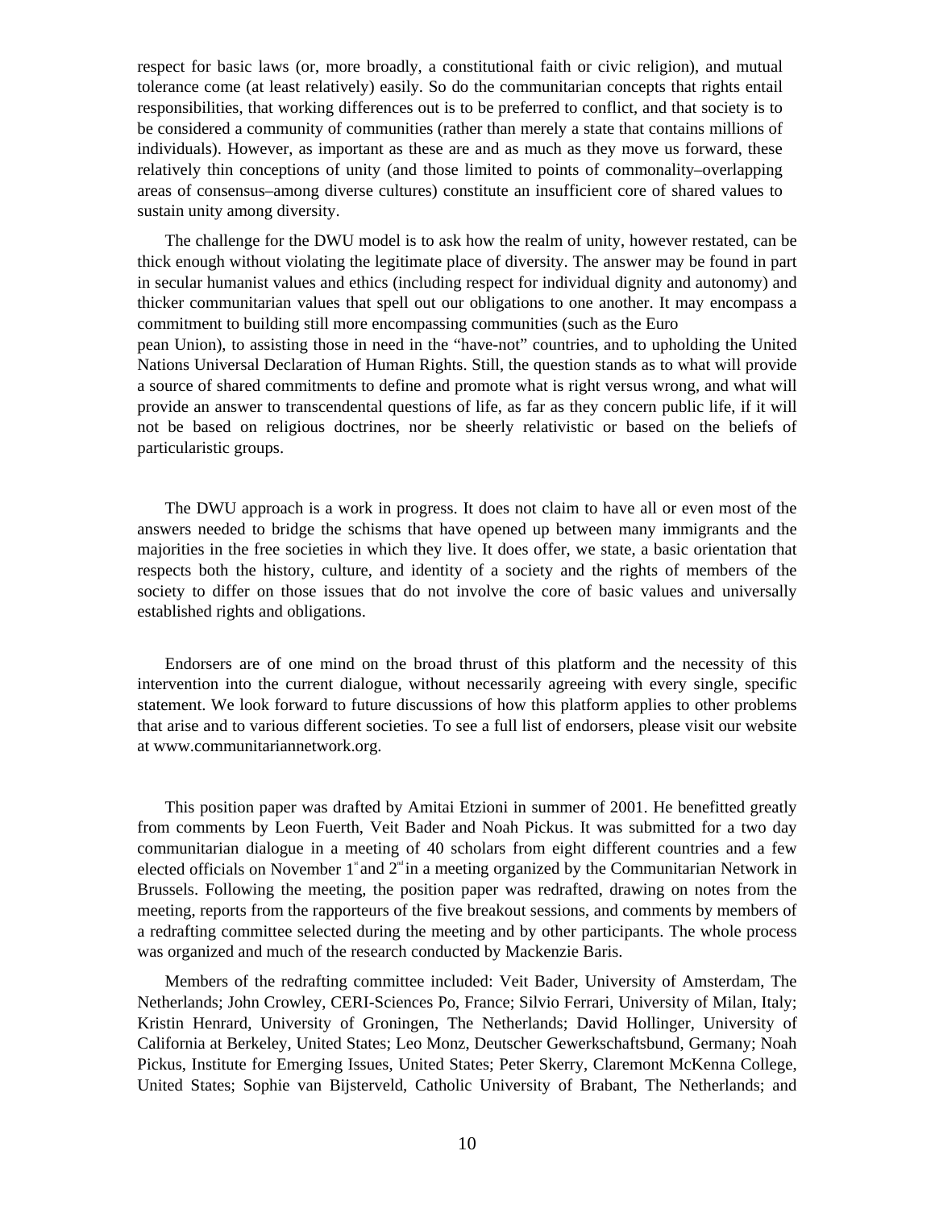respect for basic laws (or, more broadly, a constitutional faith or civic religion), and mutual tolerance come (at least relatively) easily. So do the communitarian concepts that rights entail responsibilities, that working differences out is to be preferred to conflict, and that society is to be considered a community of communities (rather than merely a state that contains millions of individuals). However, as important as these are and as much as they move us forward, these relatively thin conceptions of unity (and those limited to points of commonality–overlapping areas of consensus–among diverse cultures) constitute an insufficient core of shared values to sustain unity among diversity.

The challenge for the DWU model is to ask how the realm of unity, however restated, can be thick enough without violating the legitimate place of diversity. The answer may be found in part in secular humanist values and ethics (including respect for individual dignity and autonomy) and thicker communitarian values that spell out our obligations to one another. It may encompass a commitment to building still more encompassing communities (such as the European Union), to assisting those in need in the "have-not" countries, and to upholding the United Nations Universal Declaration of Human Rights. Still, the question stands as to what will provide a source of shared commitments to define and promote what is right versus wrong, and what will provide an answer to transcendental questions of life, as far as they concern public life, if it will not be based on religious doctrines, nor be sheerly relativistic or based on the beliefs of particularistic groups.

The DWU approach is a work in progress. It does not claim to have all or even most of the answers needed to bridge the schisms that have opened up between many immigrants and the majorities in the free societies in which they live. It does offer, we state, a basic orientation that respects both the history, culture, and identity of a society and the rights of members of the society to differ on those issues that do not involve the core of basic values and universally established rights and obligations.

Endorsers are of one mind on the broad thrust of this platform and the necessity of this intervention into the current dialogue, without necessarily agreeing with every single, specific statement. We look forward to future discussions of how this platform applies to other problems that arise and to various different societies. To see a full list of endorsers, please visit our website at www.communitariannetwork.org.

This position paper was drafted by Amitai Etzioni in summer of 2001. He benefitted greatly from comments by Leon Fuerth, Veit Bader and Noah Pickus. It was submitted for a two day communitarian dialogue in a meeting of 40 scholars from eight different countries and a few elected officials on November 1st and 2nd in a meeting organized by the Communitarian Network in Brussels. Following the meeting, the position paper was redrafted, drawing on notes from the meeting, reports from the rapporteurs of the five breakout sessions, and comments by members of a redrafting committee selected during the meeting and by other participants. The whole process was organized and much of the research conducted by Mackenzie Baris.

Members of the redrafting committee included: Veit Bader, University of Amsterdam, The Netherlands; John Crowley, CERI-Sciences Po, France; Silvio Ferrari, University of Milan, Italy; Kristin Henrard, University of Groningen, The Netherlands; David Hollinger, University of California at Berkeley, United States; Leo Monz, Deutscher Gewerkschaftsbund, Germany; Noah Pickus, Institute for Emerging Issues, United States; Peter Skerry, Claremont McKenna College, United States; Sophie van Bijsterveld, Catholic University of Brabant, The Netherlands; and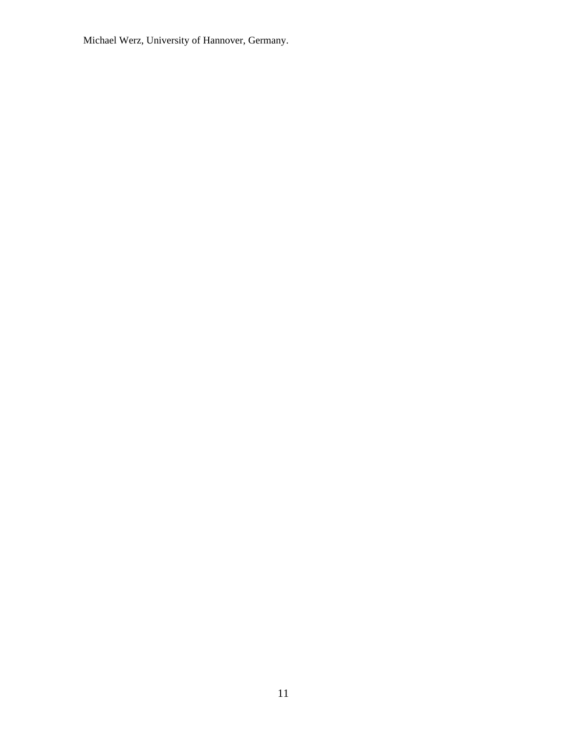Michael Werz, University of Hannover, Germany.